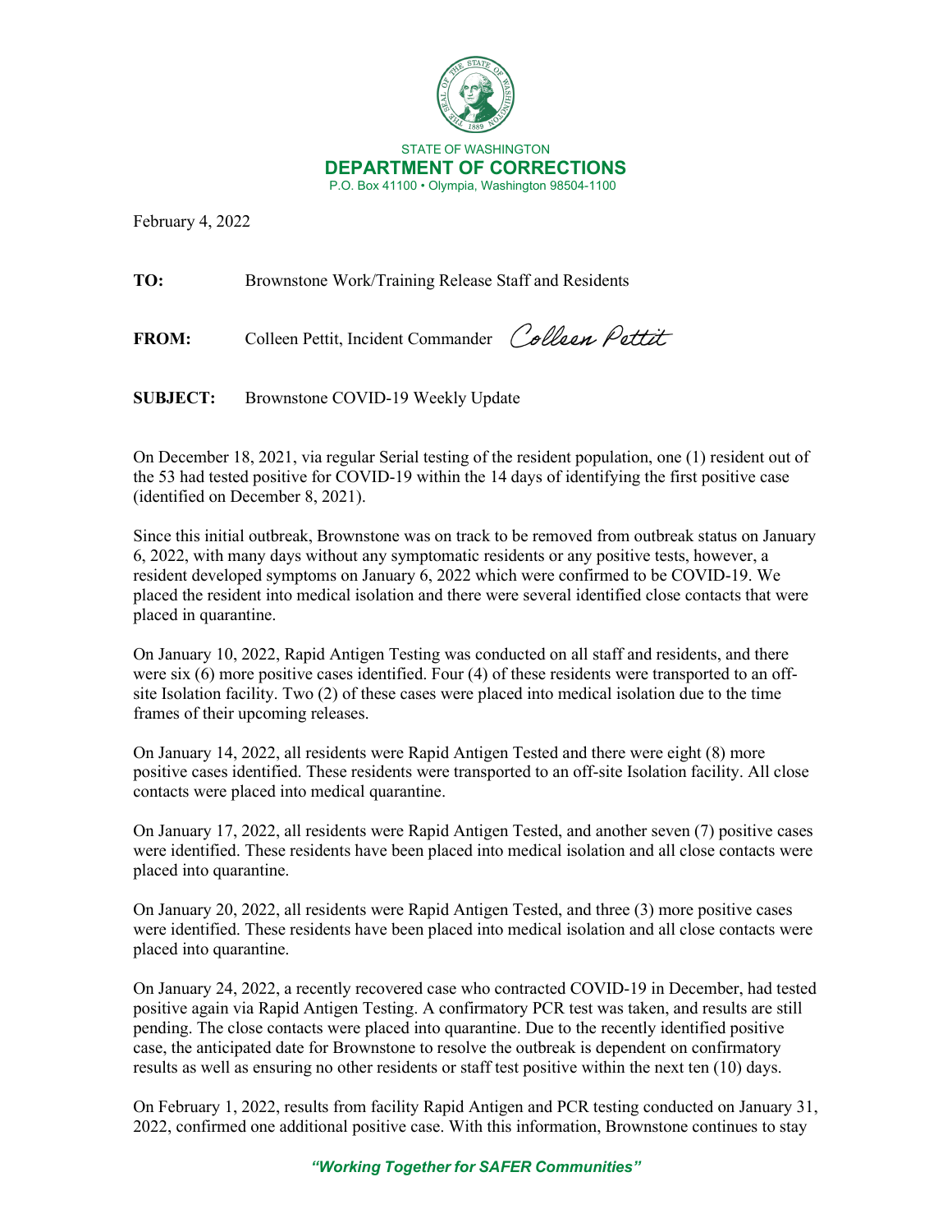STATE OF WASHINGTON
**DEPARTMENT OF CORRECTIONS**
P.O. Box 41100 • Olympia, Washington 98504-1100

February 4, 2022

**TO:** Brownstone Work/Training Release Staff and Residents

**FROM:** Colleen Pettit, Incident Commander *Colleen Pettit*

**SUBJECT:** Brownstone COVID-19 Weekly Update

On December 18, 2021, via regular Serial testing of the resident population, one (1) resident out of the 53 had tested positive for COVID-19 within the 14 days of identifying the first positive case (identified on December 8, 2021).

Since this initial outbreak, Brownstone was on track to be removed from outbreak status on January 6, 2022, with many days without any symptomatic residents or any positive tests, however, a resident developed symptoms on January 6, 2022 which were confirmed to be COVID-19. We placed the resident into medical isolation and there were several identified close contacts that were placed in quarantine.

On January 10, 2022, Rapid Antigen Testing was conducted on all staff and residents, and there were six (6) more positive cases identified. Four (4) of these residents were transported to an off-site Isolation facility. Two (2) of these cases were placed into medical isolation due to the time frames of their upcoming releases.

On January 14, 2022, all residents were Rapid Antigen Tested and there were eight (8) more positive cases identified. These residents were transported to an off-site Isolation facility. All close contacts were placed into medical quarantine.

On January 17, 2022, all residents were Rapid Antigen Tested, and another seven (7) positive cases were identified. These residents have been placed into medical isolation and all close contacts were placed into quarantine.

On January 20, 2022, all residents were Rapid Antigen Tested, and three (3) more positive cases were identified. These residents have been placed into medical isolation and all close contacts were placed into quarantine.

On January 24, 2022, a recently recovered case who contracted COVID-19 in December, had tested positive again via Rapid Antigen Testing. A confirmatory PCR test was taken, and results are still pending. The close contacts were placed into quarantine. Due to the recently identified positive case, the anticipated date for Brownstone to resolve the outbreak is dependent on confirmatory results as well as ensuring no other residents or staff test positive within the next ten (10) days.

On February 1, 2022, results from facility Rapid Antigen and PCR testing conducted on January 31, 2022, confirmed one additional positive case. With this information, Brownstone continues to stay

*"Working Together for SAFER Communities"*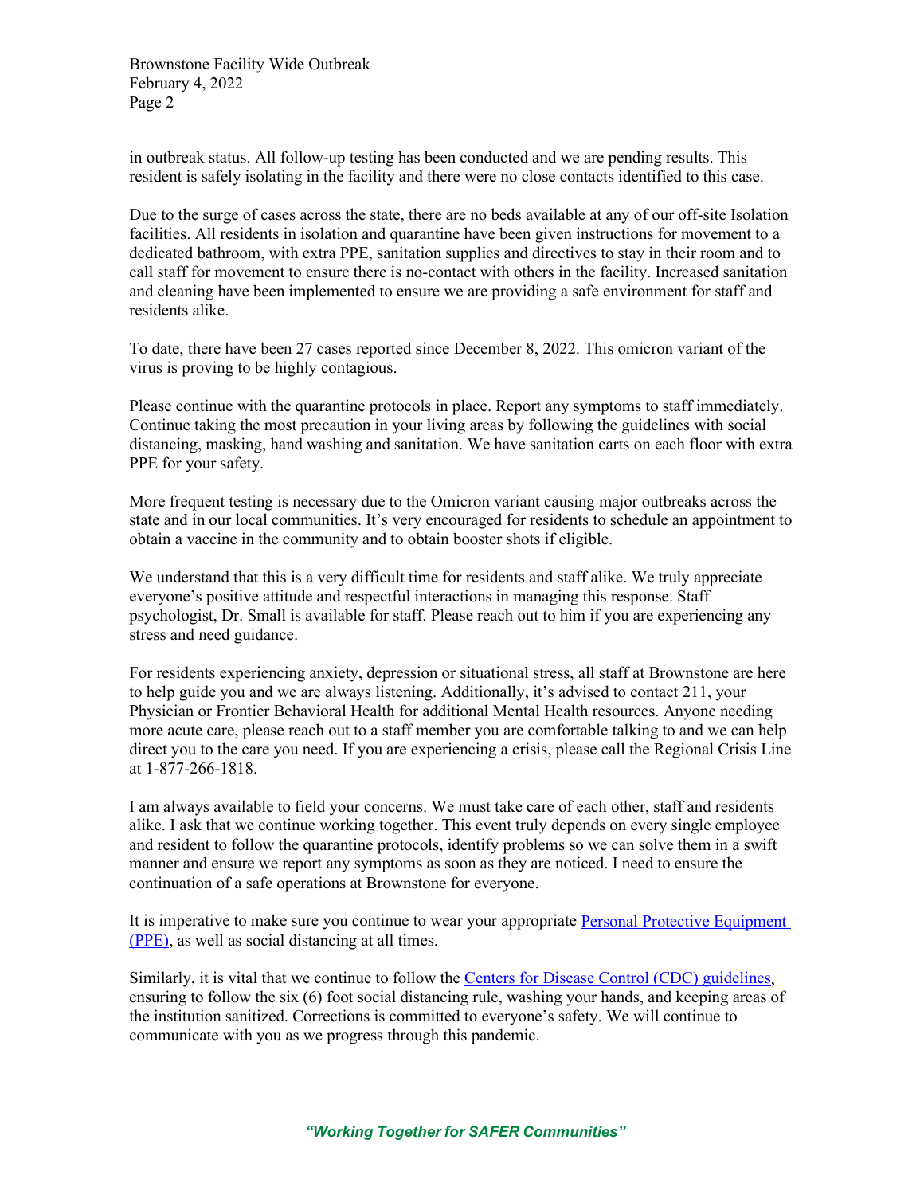in outbreak status. All follow-up testing has been conducted and we are pending results. This resident is safely isolating in the facility and there were no close contacts identified to this case.

Due to the surge of cases across the state, there are no beds available at any of our off-site Isolation facilities. All residents in isolation and quarantine have been given instructions for movement to a dedicated bathroom, with extra PPE, sanitation supplies and directives to stay in their room and to call staff for movement to ensure there is no-contact with others in the facility. Increased sanitation and cleaning have been implemented to ensure we are providing a safe environment for staff and residents alike.

To date, there have been 27 cases reported since December 8, 2022. This omicron variant of the virus is proving to be highly contagious.

Please continue with the quarantine protocols in place. Report any symptoms to staff immediately. Continue taking the most precaution in your living areas by following the guidelines with social distancing, masking, hand washing and sanitation. We have sanitation carts on each floor with extra PPE for your safety.

More frequent testing is necessary due to the Omicron variant causing major outbreaks across the state and in our local communities. It's very encouraged for residents to schedule an appointment to obtain a vaccine in the community and to obtain booster shots if eligible.

We understand that this is a very difficult time for residents and staff alike. We truly appreciate everyone's positive attitude and respectful interactions in managing this response. Staff psychologist, Dr. Small is available for staff. Please reach out to him if you are experiencing any stress and need guidance.

For residents experiencing anxiety, depression or situational stress, all staff at Brownstone are here to help guide you and we are always listening. Additionally, it's advised to contact 211, your Physician or Frontier Behavioral Health for additional Mental Health resources. Anyone needing more acute care, please reach out to a staff member you are comfortable talking to and we can help direct you to the care you need. If you are experiencing a crisis, please call the Regional Crisis Line at 1-877-266-1818.

I am always available to field your concerns. We must take care of each other, staff and residents alike. I ask that we continue working together. This event truly depends on every single employee and resident to follow the quarantine protocols, identify problems so we can solve them in a swift manner and ensure we report any symptoms as soon as they are noticed. I need to ensure the continuation of a safe operations at Brownstone for everyone.

It is imperative to make sure you continue to wear your appropriate Personal Protective Equipment (PPE), as well as social distancing at all times.

Similarly, it is vital that we continue to follow the Centers for Disease Control (CDC) guidelines, ensuring to follow the six (6) foot social distancing rule, washing your hands, and keeping areas of the institution sanitized. Corrections is committed to everyone's safety. We will continue to communicate with you as we progress through this pandemic.